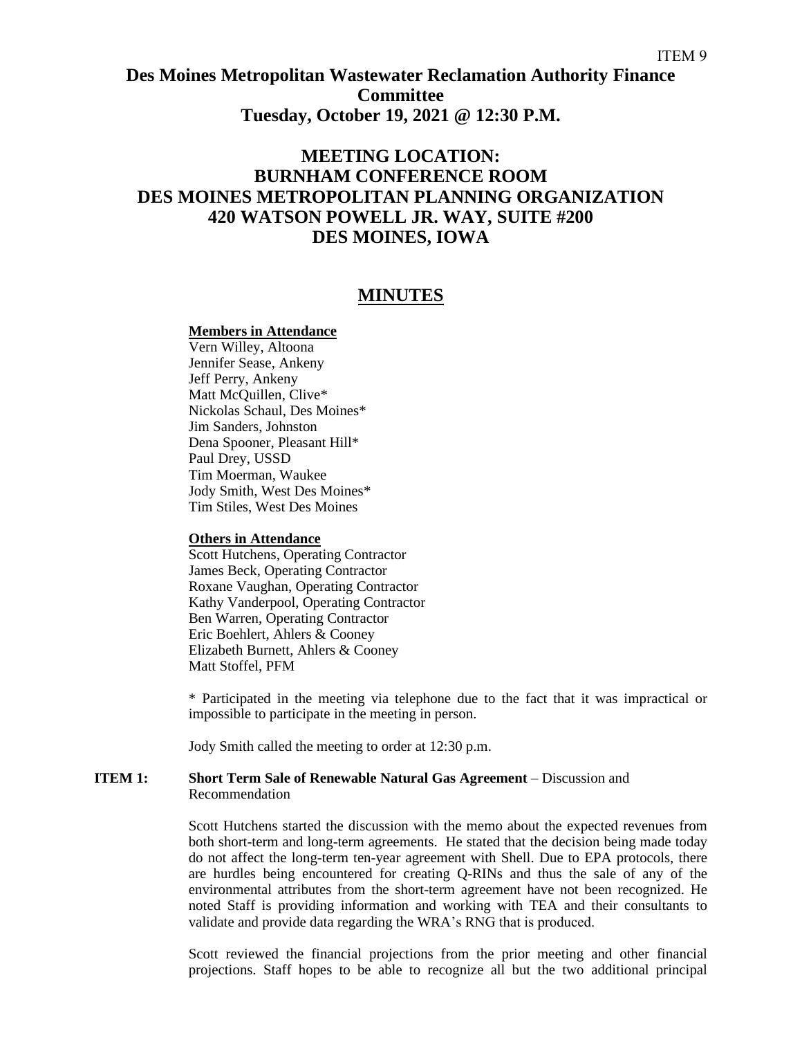ITEM 9

# Des Moines Metropolitan Wastewater Reclamation Authority Finance Committee
## Tuesday, October 19, 2021 @ 12:30 P.M.

## MEETING LOCATION:
## BURNHAM CONFERENCE ROOM
## DES MOINES METROPOLITAN PLANNING ORGANIZATION
## 420 WATSON POWELL JR. WAY, SUITE #200
## DES MOINES, IOWA

## MINUTES

**Members in Attendance**
Vern Willey, Altoona
Jennifer Sease, Ankeny
Jeff Perry, Ankeny
Matt McQuillen, Clive*
Nickolas Schaul, Des Moines*
Jim Sanders, Johnston
Dena Spooner, Pleasant Hill*
Paul Drey, USSD
Tim Moerman, Waukee
Jody Smith, West Des Moines*
Tim Stiles, West Des Moines

**Others in Attendance**
Scott Hutchens, Operating Contractor
James Beck, Operating Contractor
Roxane Vaughan, Operating Contractor
Kathy Vanderpool, Operating Contractor
Ben Warren, Operating Contractor
Eric Boehlert, Ahlers & Cooney
Elizabeth Burnett, Ahlers & Cooney
Matt Stoffel, PFM

* Participated in the meeting via telephone due to the fact that it was impractical or impossible to participate in the meeting in person.

Jody Smith called the meeting to order at 12:30 p.m.

**ITEM 1: Short Term Sale of Renewable Natural Gas Agreement** – Discussion and Recommendation

Scott Hutchens started the discussion with the memo about the expected revenues from both short-term and long-term agreements. He stated that the decision being made today do not affect the long-term ten-year agreement with Shell. Due to EPA protocols, there are hurdles being encountered for creating Q-RINs and thus the sale of any of the environmental attributes from the short-term agreement have not been recognized. He noted Staff is providing information and working with TEA and their consultants to validate and provide data regarding the WRA's RNG that is produced.

Scott reviewed the financial projections from the prior meeting and other financial projections. Staff hopes to be able to recognize all but the two additional principal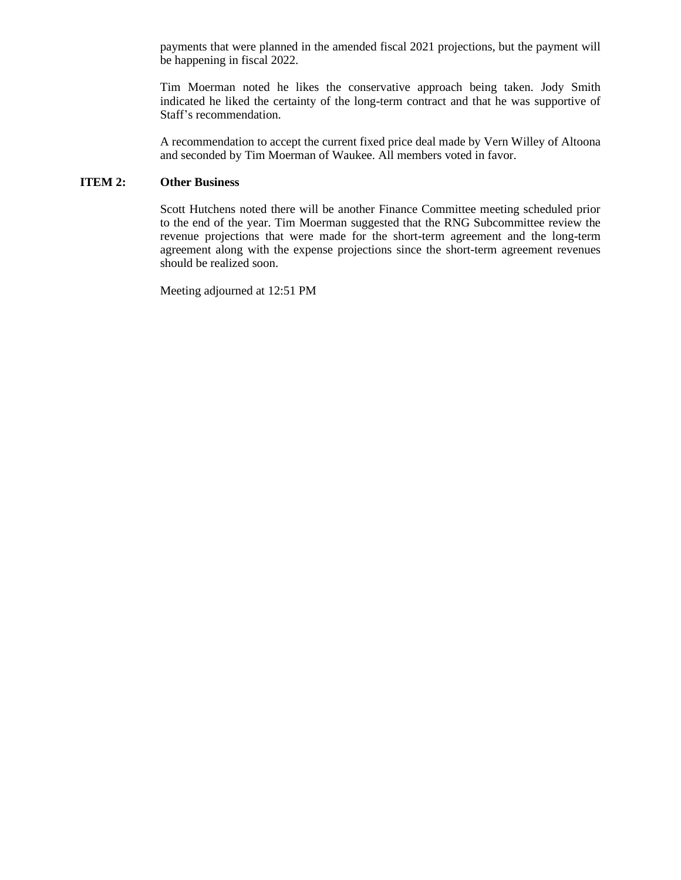payments that were planned in the amended fiscal 2021 projections, but the payment will be happening in fiscal 2022.

Tim Moerman noted he likes the conservative approach being taken. Jody Smith indicated he liked the certainty of the long-term contract and that he was supportive of Staff's recommendation.

A recommendation to accept the current fixed price deal made by Vern Willey of Altoona and seconded by Tim Moerman of Waukee. All members voted in favor.

**ITEM 2: Other Business**

Scott Hutchens noted there will be another Finance Committee meeting scheduled prior to the end of the year. Tim Moerman suggested that the RNG Subcommittee review the revenue projections that were made for the short-term agreement and the long-term agreement along with the expense projections since the short-term agreement revenues should be realized soon.

Meeting adjourned at 12:51 PM